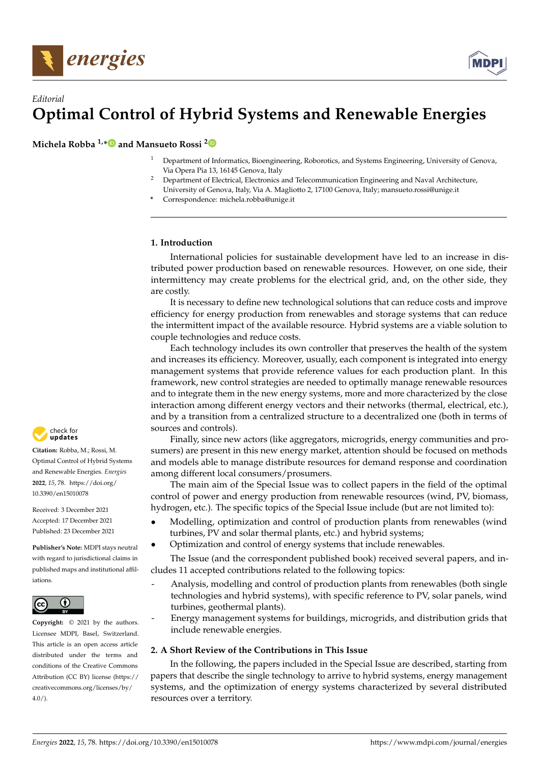*Editorial*

# Optimal Control of Hybrid Systems and Renewable Energies

**Michela Robba [1,*] and Mansueto Rossi [2]**

[1] Department of Informatics, Bioengineering, Roborotics, and Systems Engineering, University of Genova, Via Opera Pia 13, 16145 Genova, Italy

[2] Department of Electrical, Electronics and Telecommunication Engineering and Naval Architecture, University of Genova, Italy, Via A. Magliotto 2, 17100 Genova, Italy; mansueto.rossi@unige.it

[*] Correspondence: michela.robba@unige.it

**Citation:** Robba, M.; Rossi, M. Optimal Control of Hybrid Systems and Renewable Energies. *Energies* **2022**, *15*, 78. https://doi.org/10.3390/en15010078

Received: 3 December 2021
Accepted: 17 December 2021
Published: 23 December 2021

**Publisher's Note:** MDPI stays neutral with regard to jurisdictional claims in published maps and institutional affiliations.

**Copyright:** © 2021 by the authors. Licensee MDPI, Basel, Switzerland. This article is an open access article distributed under the terms and conditions of the Creative Commons Attribution (CC BY) license (https://creativecommons.org/licenses/by/4.0/).

## 1. Introduction

International policies for sustainable development have led to an increase in distributed power production based on renewable resources. However, on one side, their intermittency may create problems for the electrical grid, and, on the other side, they are costly.

It is necessary to define new technological solutions that can reduce costs and improve efficiency for energy production from renewables and storage systems that can reduce the intermittent impact of the available resource. Hybrid systems are a viable solution to couple technologies and reduce costs.

Each technology includes its own controller that preserves the health of the system and increases its efficiency. Moreover, usually, each component is integrated into energy management systems that provide reference values for each production plant. In this framework, new control strategies are needed to optimally manage renewable resources and to integrate them in the new energy systems, more and more characterized by the close interaction among different energy vectors and their networks (thermal, electrical, etc.), and by a transition from a centralized structure to a decentralized one (both in terms of sources and controls).

Finally, since new actors (like aggregators, microgrids, energy communities and prosumers) are present in this new energy market, attention should be focused on methods and models able to manage distribute resources for demand response and coordination among different local consumers/prosumers.

The main aim of the Special Issue was to collect papers in the field of the optimal control of power and energy production from renewable resources (wind, PV, biomass, hydrogen, etc.). The specific topics of the Special Issue include (but are not limited to):

- Modelling, optimization and control of production plants from renewables (wind turbines, PV and solar thermal plants, etc.) and hybrid systems;
- Optimization and control of energy systems that include renewables.

The Issue (and the correspondent published book) received several papers, and includes 11 accepted contributions related to the following topics:

- Analysis, modelling and control of production plants from renewables (both single technologies and hybrid systems), with specific reference to PV, solar panels, wind turbines, geothermal plants).
- Energy management systems for buildings, microgrids, and distribution grids that include renewable energies.

## 2. A Short Review of the Contributions in This Issue

In the following, the papers included in the Special Issue are described, starting from papers that describe the single technology to arrive to hybrid systems, energy management systems, and the optimization of energy systems characterized by several distributed resources over a territory.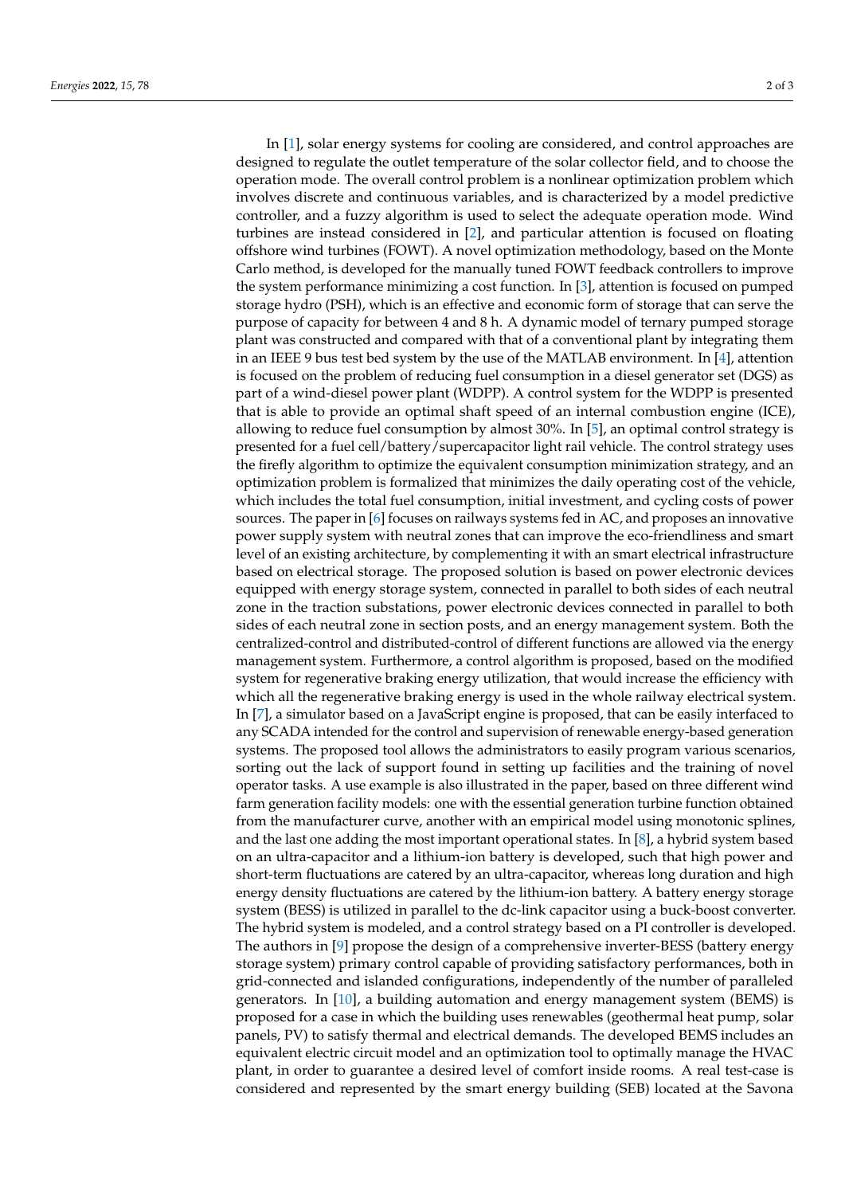In [1], solar energy systems for cooling are considered, and control approaches are designed to regulate the outlet temperature of the solar collector field, and to choose the operation mode. The overall control problem is a nonlinear optimization problem which involves discrete and continuous variables, and is characterized by a model predictive controller, and a fuzzy algorithm is used to select the adequate operation mode. Wind turbines are instead considered in [2], and particular attention is focused on floating offshore wind turbines (FOWT). A novel optimization methodology, based on the Monte Carlo method, is developed for the manually tuned FOWT feedback controllers to improve the system performance minimizing a cost function. In [3], attention is focused on pumped storage hydro (PSH), which is an effective and economic form of storage that can serve the purpose of capacity for between 4 and 8 h. A dynamic model of ternary pumped storage plant was constructed and compared with that of a conventional plant by integrating them in an IEEE 9 bus test bed system by the use of the MATLAB environment. In [4], attention is focused on the problem of reducing fuel consumption in a diesel generator set (DGS) as part of a wind-diesel power plant (WDPP). A control system for the WDPP is presented that is able to provide an optimal shaft speed of an internal combustion engine (ICE), allowing to reduce fuel consumption by almost 30%. In [5], an optimal control strategy is presented for a fuel cell/battery/supercapacitor light rail vehicle. The control strategy uses the firefly algorithm to optimize the equivalent consumption minimization strategy, and an optimization problem is formalized that minimizes the daily operating cost of the vehicle, which includes the total fuel consumption, initial investment, and cycling costs of power sources. The paper in [6] focuses on railways systems fed in AC, and proposes an innovative power supply system with neutral zones that can improve the eco-friendliness and smart level of an existing architecture, by complementing it with an smart electrical infrastructure based on electrical storage. The proposed solution is based on power electronic devices equipped with energy storage system, connected in parallel to both sides of each neutral zone in the traction substations, power electronic devices connected in parallel to both sides of each neutral zone in section posts, and an energy management system. Both the centralized-control and distributed-control of different functions are allowed via the energy management system. Furthermore, a control algorithm is proposed, based on the modified system for regenerative braking energy utilization, that would increase the efficiency with which all the regenerative braking energy is used in the whole railway electrical system. In [7], a simulator based on a JavaScript engine is proposed, that can be easily interfaced to any SCADA intended for the control and supervision of renewable energy-based generation systems. The proposed tool allows the administrators to easily program various scenarios, sorting out the lack of support found in setting up facilities and the training of novel operator tasks. A use example is also illustrated in the paper, based on three different wind farm generation facility models: one with the essential generation turbine function obtained from the manufacturer curve, another with an empirical model using monotonic splines, and the last one adding the most important operational states. In [8], a hybrid system based on an ultra-capacitor and a lithium-ion battery is developed, such that high power and short-term fluctuations are catered by an ultra-capacitor, whereas long duration and high energy density fluctuations are catered by the lithium-ion battery. A battery energy storage system (BESS) is utilized in parallel to the dc-link capacitor using a buck-boost converter. The hybrid system is modeled, and a control strategy based on a PI controller is developed. The authors in [9] propose the design of a comprehensive inverter-BESS (battery energy storage system) primary control capable of providing satisfactory performances, both in grid-connected and islanded configurations, independently of the number of paralleled generators. In [10], a building automation and energy management system (BEMS) is proposed for a case in which the building uses renewables (geothermal heat pump, solar panels, PV) to satisfy thermal and electrical demands. The developed BEMS includes an equivalent electric circuit model and an optimization tool to optimally manage the HVAC plant, in order to guarantee a desired level of comfort inside rooms. A real test-case is considered and represented by the smart energy building (SEB) located at the Savona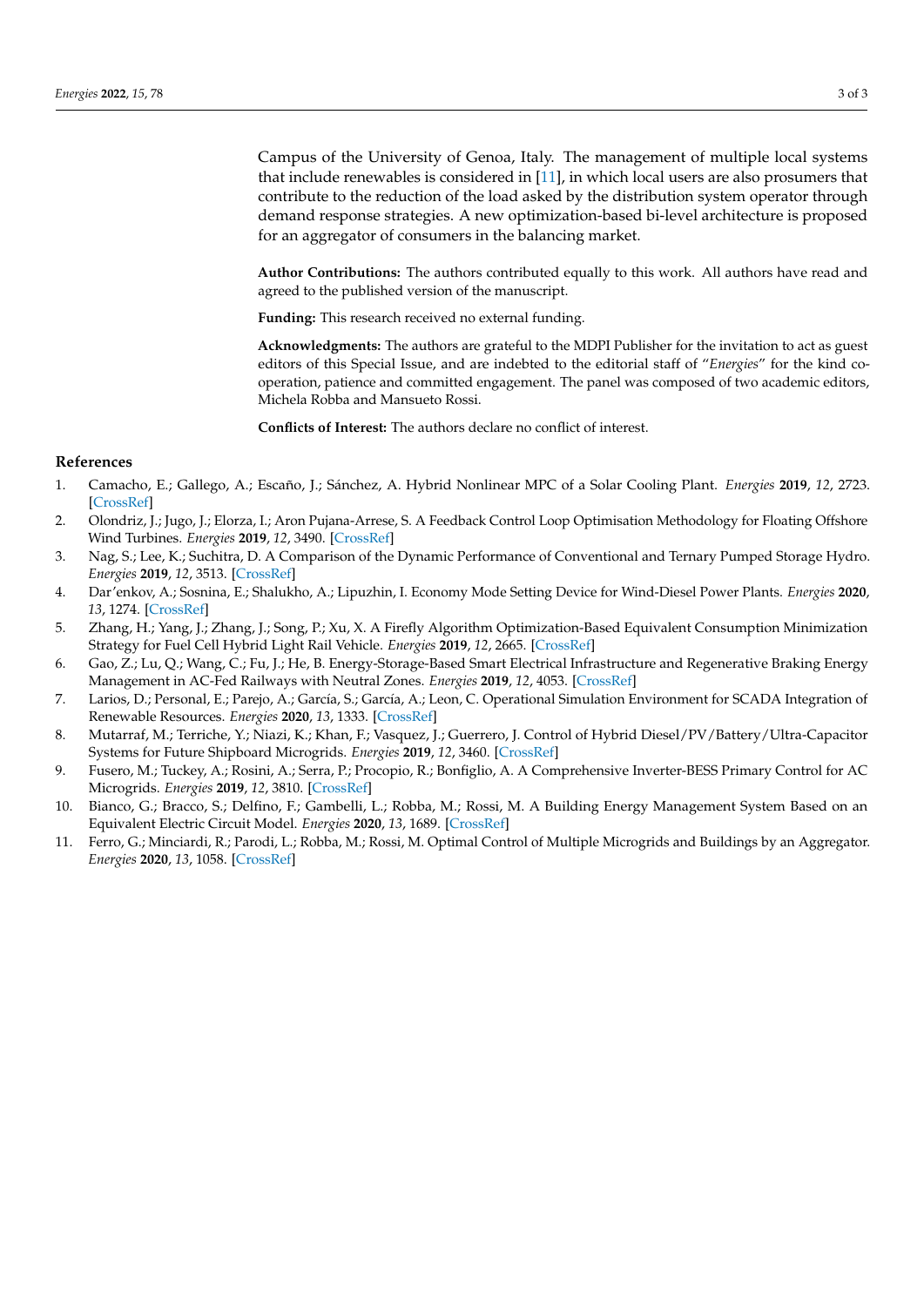Campus of the University of Genoa, Italy. The management of multiple local systems that include renewables is considered in [11], in which local users are also prosumers that contribute to the reduction of the load asked by the distribution system operator through demand response strategies. A new optimization-based bi-level architecture is proposed for an aggregator of consumers in the balancing market.

**Author Contributions:** The authors contributed equally to this work. All authors have read and agreed to the published version of the manuscript.

**Funding:** This research received no external funding.

**Acknowledgments:** The authors are grateful to the MDPI Publisher for the invitation to act as guest editors of this Special Issue, and are indebted to the editorial staff of "*Energies*" for the kind co-operation, patience and committed engagement. The panel was composed of two academic editors, Michela Robba and Mansueto Rossi.

**Conflicts of Interest:** The authors declare no conflict of interest.

## References

1. Camacho, E.; Gallego, A.; Escaño, J.; Sánchez, A. Hybrid Nonlinear MPC of a Solar Cooling Plant. *Energies* **2019**, *12*, 2723. [CrossRef]
2. Olondriz, J.; Jugo, J.; Elorza, I.; Aron Pujana-Arrese, S. A Feedback Control Loop Optimisation Methodology for Floating Offshore Wind Turbines. *Energies* **2019**, *12*, 3490. [CrossRef]
3. Nag, S.; Lee, K.; Suchitra, D. A Comparison of the Dynamic Performance of Conventional and Ternary Pumped Storage Hydro. *Energies* **2019**, *12*, 3513. [CrossRef]
4. Dar'enkov, A.; Sosnina, E.; Shalukho, A.; Lipuzhin, I. Economy Mode Setting Device for Wind-Diesel Power Plants. *Energies* **2020**, *13*, 1274. [CrossRef]
5. Zhang, H.; Yang, J.; Zhang, J.; Song, P.; Xu, X. A Firefly Algorithm Optimization-Based Equivalent Consumption Minimization Strategy for Fuel Cell Hybrid Light Rail Vehicle. *Energies* **2019**, *12*, 2665. [CrossRef]
6. Gao, Z.; Lu, Q.; Wang, C.; Fu, J.; He, B. Energy-Storage-Based Smart Electrical Infrastructure and Regenerative Braking Energy Management in AC-Fed Railways with Neutral Zones. *Energies* **2019**, *12*, 4053. [CrossRef]
7. Larios, D.; Personal, E.; Parejo, A.; García, S.; García, A.; Leon, C. Operational Simulation Environment for SCADA Integration of Renewable Resources. *Energies* **2020**, *13*, 1333. [CrossRef]
8. Mutarraf, M.; Terriche, Y.; Niazi, K.; Khan, F.; Vasquez, J.; Guerrero, J. Control of Hybrid Diesel/PV/Battery/Ultra-Capacitor Systems for Future Shipboard Microgrids. *Energies* **2019**, *12*, 3460. [CrossRef]
9. Fusero, M.; Tuckey, A.; Rosini, A.; Serra, P.; Procopio, R.; Bonfiglio, A. A Comprehensive Inverter-BESS Primary Control for AC Microgrids. *Energies* **2019**, *12*, 3810. [CrossRef]
10. Bianco, G.; Bracco, S.; Delfino, F.; Gambelli, L.; Robba, M.; Rossi, M. A Building Energy Management System Based on an Equivalent Electric Circuit Model. *Energies* **2020**, *13*, 1689. [CrossRef]
11. Ferro, G.; Minciardi, R.; Parodi, L.; Robba, M.; Rossi, M. Optimal Control of Multiple Microgrids and Buildings by an Aggregator. *Energies* **2020**, *13*, 1058. [CrossRef]